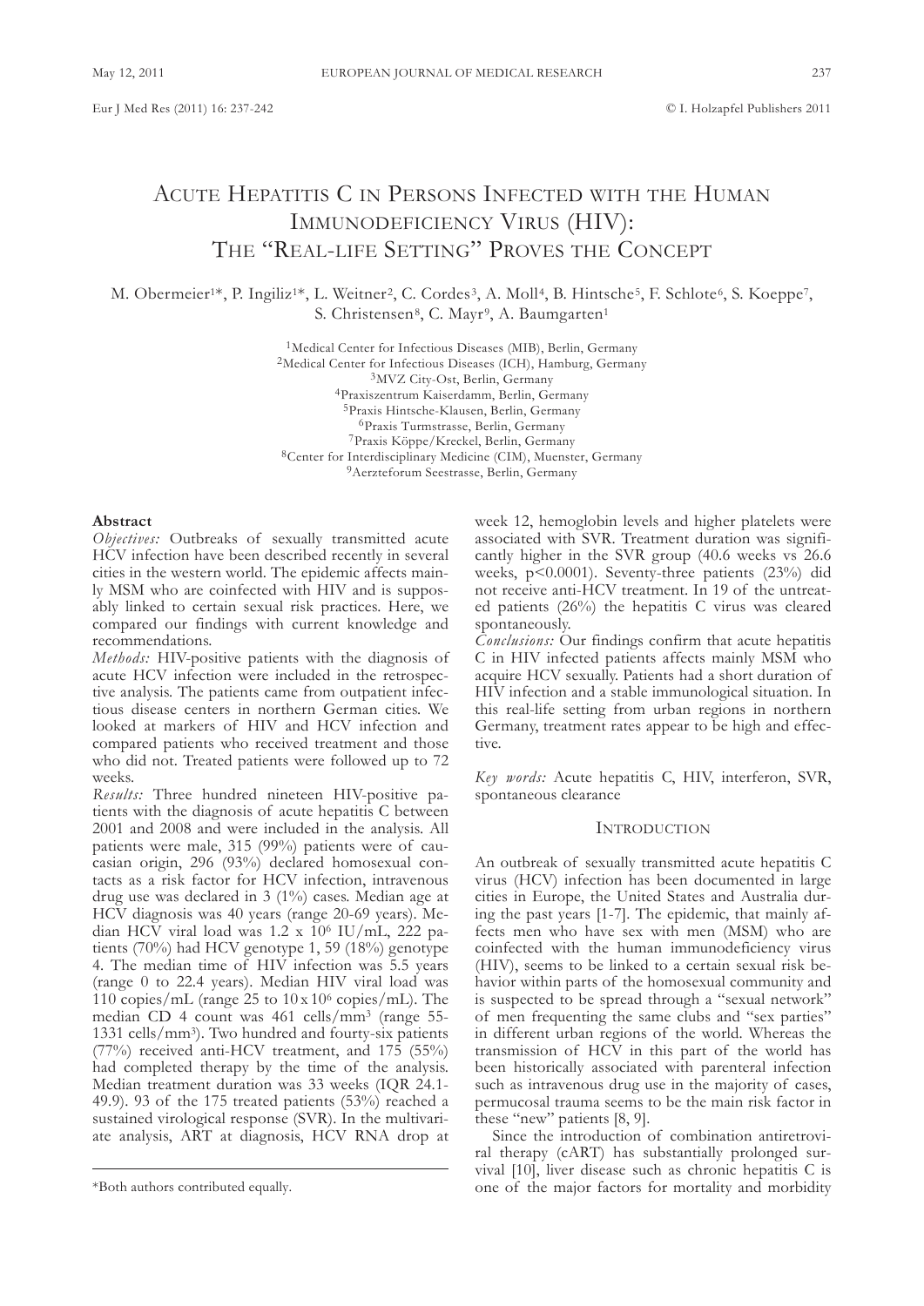# Acute Hepatitis C in Persons Infected with the Human Immunodeficiency Virus (HIV): The "Real-life Setting" Proves the Concept

M. Obermeier[1]*, P. Ingiliz[1]*, L. Weitner[2], C. Cordes[3], A. Moll[4], B. Hintsche[5], F. Schlote[6], S. Koeppe[7], S. Christensen[8], C. Mayr[9], A. Baumgarten[1]

[1]Medical Center for Infectious Diseases (MIB), Berlin, Germany
[2]Medical Center for Infectious Diseases (ICH), Hamburg, Germany
[3]MVZ City-Ost, Berlin, Germany
[4]Praxiszentrum Kaiserdamm, Berlin, Germany
[5]Praxis Hintsche-Klausen, Berlin, Germany
[6]Praxis Turmstrasse, Berlin, Germany
[7]Praxis Köppe/Kreckel, Berlin, Germany
[8]Center for Interdisciplinary Medicine (CIM), Muenster, Germany
[9]Aerzteforum Seestrasse, Berlin, Germany

### Abstract

*Objectives:* Outbreaks of sexually transmitted acute HCV infection have been described recently in several cities in the western world. The epidemic affects mainly MSM who are coinfected with HIV and is supposably linked to certain sexual risk practices. Here, we compared our findings with current knowledge and recommendations.

*Methods:* HIV-positive patients with the diagnosis of acute HCV infection were included in the retrospective analysis. The patients came from outpatient infectious disease centers in northern German cities. We looked at markers of HIV and HCV infection and compared patients who received treatment and those who did not. Treated patients were followed up to 72 weeks.

*Results:* Three hundred nineteen HIV-positive patients with the diagnosis of acute hepatitis C between 2001 and 2008 and were included in the analysis. All patients were male, 315 (99%) patients were of caucasian origin, 296 (93%) declared homosexual contacts as a risk factor for HCV infection, intravenous drug use was declared in 3 (1%) cases. Median age at HCV diagnosis was 40 years (range 20-69 years). Median HCV viral load was $1.2 \times 10^6$ IU/mL, 222 patients (70%) had HCV genotype 1, 59 (18%) genotype 4. The median time of HIV infection was 5.5 years (range 0 to 22.4 years). Median HIV viral load was 110 copies/mL (range 25 to $10 \times 10^6$ copies/mL). The median CD 4 count was 461 cells/mm$^3$ (range 55-1331 cells/mm$^3$). Two hundred and fourty-six patients (77%) received anti-HCV treatment, and 175 (55%) had completed therapy by the time of the analysis. Median treatment duration was 33 weeks (IQR 24.1-49.9). 93 of the 175 treated patients (53%) reached a sustained virological response (SVR). In the multivariate analysis, ART at diagnosis, HCV RNA drop at week 12, hemoglobin levels and higher platelets were associated with SVR. Treatment duration was significantly higher in the SVR group (40.6 weeks vs 26.6 weeks, $p<0.0001$). Seventy-three patients (23%) did not receive anti-HCV treatment. In 19 of the untreated patients (26%) the hepatitis C virus was cleared spontaneously.

*Conclusions:* Our findings confirm that acute hepatitis C in HIV infected patients affects mainly MSM who acquire HCV sexually. Patients had a short duration of HIV infection and a stable immunological situation. In this real-life setting from urban regions in northern Germany, treatment rates appear to be high and effective.

*Key words:* Acute hepatitis C, HIV, interferon, SVR, spontaneous clearance

## Introduction

An outbreak of sexually transmitted acute hepatitis C virus (HCV) infection has been documented in large cities in Europe, the United States and Australia during the past years [1-7]. The epidemic, that mainly affects men who have sex with men (MSM) who are coinfected with the human immunodeficiency virus (HIV), seems to be linked to a certain sexual risk behavior within parts of the homosexual community and is suspected to be spread through a "sexual network" of men frequenting the same clubs and "sex parties" in different urban regions of the world. Whereas the transmission of HCV in this part of the world has been historically associated with parenteral infection such as intravenous drug use in the majority of cases, permucosal trauma seems to be the main risk factor in these "new" patients [8, 9].

Since the introduction of combination antiretroviral therapy (cART) has substantially prolonged survival [10], liver disease such as chronic hepatitis C is one of the major factors for mortality and morbidity

*Both authors contributed equally.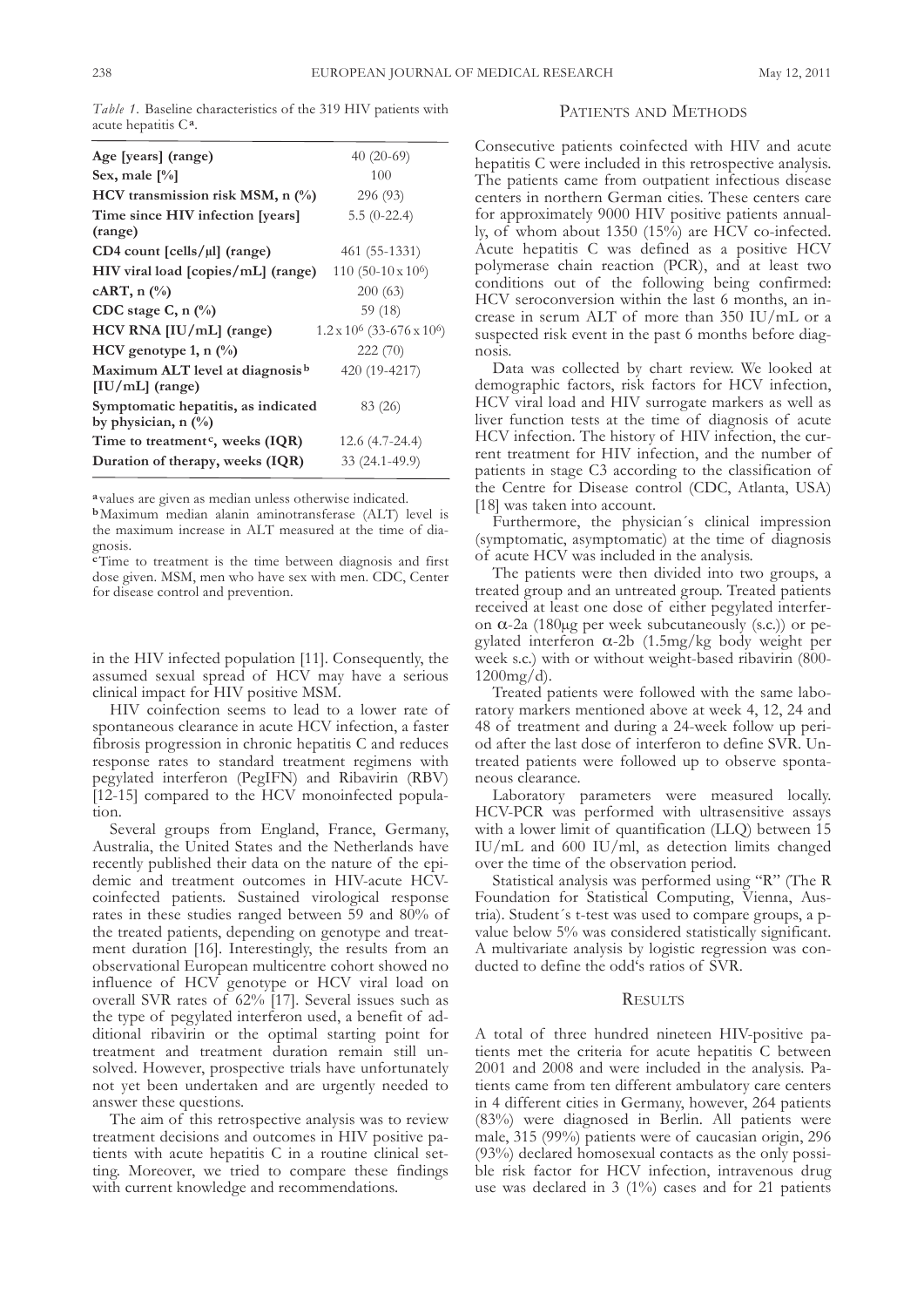*Table 1.* Baseline characteristics of the 319 HIV patients with acute hepatitis C[a].

| | |
|---|---|
| **Age [years] (range)** | 40 (20-69) |
| **Sex, male [%]** | 100 |
| **HCV transmission risk MSM, n (%)** | 296 (93) |
| **Time since HIV infection [years] (range)** | 5.5 (0-22.4) |
| **CD4 count [cells/µl] (range)** | 461 (55-1331) |
| **HIV viral load [copies/mL] (range)** | 110 (50-10 x $10^6$) |
| **cART, n (%)** | 200 (63) |
| **CDC stage C, n (%)** | 59 (18) |
| **HCV RNA [IU/mL] (range)** | 1.2 x $10^6$ (33-676 x $10^6$) |
| **HCV genotype 1, n (%)** | 222 (70) |
| **Maximum ALT level at diagnosis[b] [IU/mL] (range)** | 420 (19-4217) |
| **Symptomatic hepatitis, as indicated by physician, n (%)** | 83 (26) |
| **Time to treatment[c], weeks (IQR)** | 12.6 (4.7-24.4) |
| **Duration of therapy, weeks (IQR)** | 33 (24.1-49.9) |

[a] values are given as median unless otherwise indicated.
[b] Maximum median alanin aminotransferase (ALT) level is the maximum increase in ALT measured at the time of diagnosis.
[c] Time to treatment is the time between diagnosis and first dose given. MSM, men who have sex with men. CDC, Center for disease control and prevention.

in the HIV infected population [11]. Consequently, the assumed sexual spread of HCV may have a serious clinical impact for HIV positive MSM.

HIV coinfection seems to lead to a lower rate of spontaneous clearance in acute HCV infection, a faster fibrosis progression in chronic hepatitis C and reduces response rates to standard treatment regimens with pegylated interferon (PegIFN) and Ribavirin (RBV) [12-15] compared to the HCV monoinfected population.

Several groups from England, France, Germany, Australia, the United States and the Netherlands have recently published their data on the nature of the epidemic and treatment outcomes in HIV-acute HCV-coinfected patients. Sustained virological response rates in these studies ranged between 59 and 80% of the treated patients, depending on genotype and treatment duration [16]. Interestingly, the results from an observational European multicentre cohort showed no influence of HCV genotype or HCV viral load on overall SVR rates of 62% [17]. Several issues such as the type of pegylated interferon used, a benefit of additional ribavirin or the optimal starting point for treatment and treatment duration remain still unsolved. However, prospective trials have unfortunately not yet been undertaken and are urgently needed to answer these questions.

The aim of this retrospective analysis was to review treatment decisions and outcomes in HIV positive patients with acute hepatitis C in a routine clinical setting. Moreover, we tried to compare these findings with current knowledge and recommendations.

## Patients and Methods

Consecutive patients coinfected with HIV and acute hepatitis C were included in this retrospective analysis. The patients came from outpatient infectious disease centers in northern German cities. These centers care for approximately 9000 HIV positive patients annually, of whom about 1350 (15%) are HCV co-infected. Acute hepatitis C was defined as a positive HCV polymerase chain reaction (PCR), and at least two conditions out of the following being confirmed: HCV seroconversion within the last 6 months, an increase in serum ALT of more than 350 IU/mL or a suspected risk event in the past 6 months before diagnosis.

Data was collected by chart review. We looked at demographic factors, risk factors for HCV infection, HCV viral load and HIV surrogate markers as well as liver function tests at the time of diagnosis of acute HCV infection. The history of HIV infection, the current treatment for HIV infection, and the number of patients in stage C3 according to the classification of the Centre for Disease control (CDC, Atlanta, USA) [18] was taken into account.

Furthermore, the physician´s clinical impression (symptomatic, asymptomatic) at the time of diagnosis of acute HCV was included in the analysis.

The patients were then divided into two groups, a treated group and an untreated group. Treated patients received at least one dose of either pegylated interferon α-2a (180µg per week subcutaneously (s.c.)) or pegylated interferon α-2b (1.5mg/kg body weight per week s.c.) with or without weight-based ribavirin (800-1200mg/d).

Treated patients were followed with the same laboratory markers mentioned above at week 4, 12, 24 and 48 of treatment and during a 24-week follow up period after the last dose of interferon to define SVR. Untreated patients were followed up to observe spontaneous clearance.

Laboratory parameters were measured locally. HCV-PCR was performed with ultrasensitive assays with a lower limit of quantification (LLQ) between 15 IU/mL and 600 IU/ml, as detection limits changed over the time of the observation period.

Statistical analysis was performed using "R" (The R Foundation for Statistical Computing, Vienna, Austria). Student´s t-test was used to compare groups, a p-value below 5% was considered statistically significant. A multivariate analysis by logistic regression was conducted to define the odd's ratios of SVR.

## Results

A total of three hundred nineteen HIV-positive patients met the criteria for acute hepatitis C between 2001 and 2008 and were included in the analysis. Patients came from ten different ambulatory care centers in 4 different cities in Germany, however, 264 patients (83%) were diagnosed in Berlin. All patients were male, 315 (99%) patients were of caucasian origin, 296 (93%) declared homosexual contacts as the only possible risk factor for HCV infection, intravenous drug use was declared in 3 (1%) cases and for 21 patients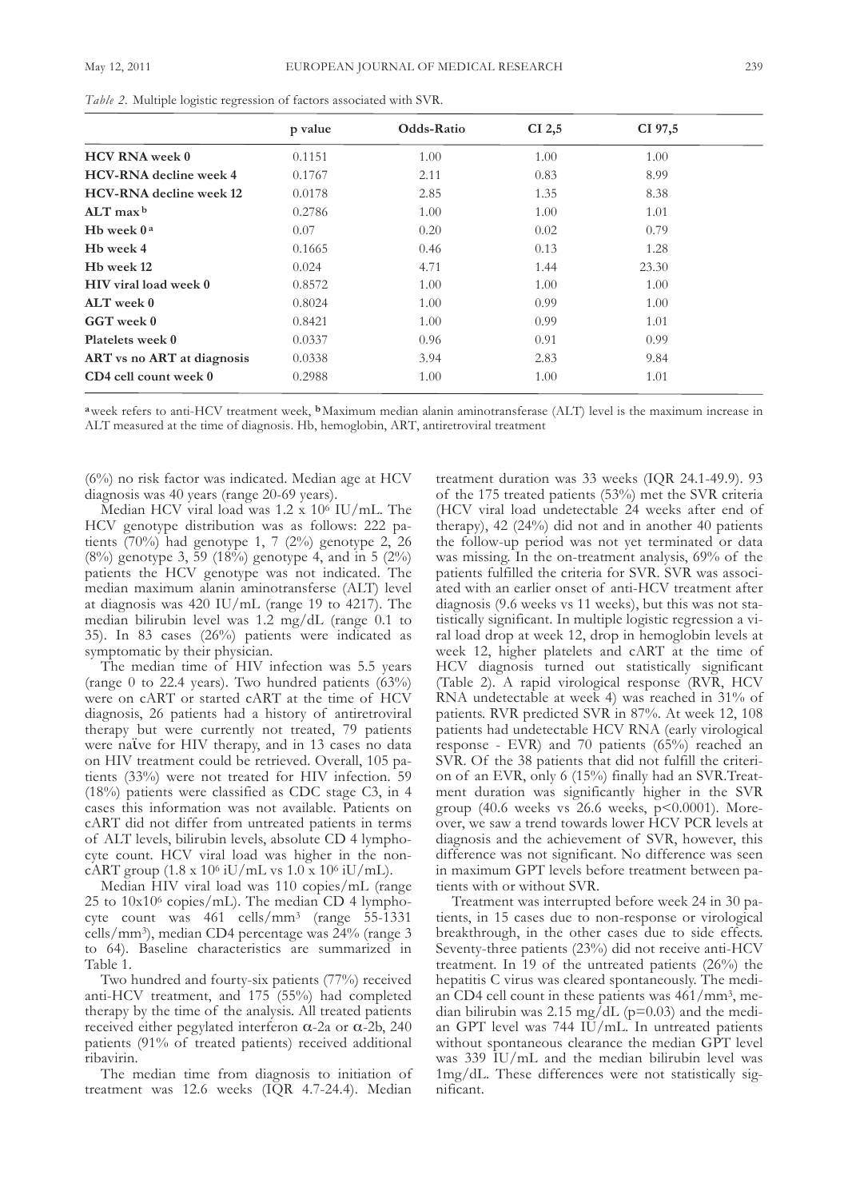*Table 2.* Multiple logistic regression of factors associated with SVR.

| | p value | Odds-Ratio | CI 2,5 | CI 97,5 |
|---|---|---|---|---|
| **HCV RNA week 0** | 0.1151 | 1.00 | 1.00 | 1.00 |
| **HCV-RNA decline week 4** | 0.1767 | 2.11 | 0.83 | 8.99 |
| **HCV-RNA decline week 12** | 0.0178 | 2.85 | 1.35 | 8.38 |
| **ALT max [b]** | 0.2786 | 1.00 | 1.00 | 1.01 |
| **Hb week 0 [a]** | 0.07 | 0.20 | 0.02 | 0.79 |
| **Hb week 4** | 0.1665 | 0.46 | 0.13 | 1.28 |
| **Hb week 12** | 0.024 | 4.71 | 1.44 | 23.30 |
| **HIV viral load week 0** | 0.8572 | 1.00 | 1.00 | 1.00 |
| **ALT week 0** | 0.8024 | 1.00 | 0.99 | 1.00 |
| **GGT week 0** | 0.8421 | 1.00 | 0.99 | 1.01 |
| **Platelets week 0** | 0.0337 | 0.96 | 0.91 | 0.99 |
| **ART vs no ART at diagnosis** | 0.0338 | 3.94 | 2.83 | 9.84 |
| **CD4 cell count week 0** | 0.2988 | 1.00 | 1.00 | 1.01 |

[a] week refers to anti-HCV treatment week, [b] Maximum median alanin aminotransferase (ALT) level is the maximum increase in ALT measured at the time of diagnosis. Hb, hemoglobin, ART, antiretroviral treatment

(6%) no risk factor was indicated. Median age at HCV diagnosis was 40 years (range 20-69 years).

Median HCV viral load was 1.2 x $10^6$ IU/mL. The HCV genotype distribution was as follows: 222 patients (70%) had genotype 1, 7 (2%) genotype 2, 26 (8%) genotype 3, 59 (18%) genotype 4, and in 5 (2%) patients the HCV genotype was not indicated. The median maximum alanin aminotransferse (ALT) level at diagnosis was 420 IU/mL (range 19 to 4217). The median bilirubin level was 1.2 mg/dL (range 0.1 to 35). In 83 cases (26%) patients were indicated as symptomatic by their physician.

The median time of HIV infection was 5.5 years (range 0 to 22.4 years). Two hundred patients (63%) were on cART or started cART at the time of HCV diagnosis, 26 patients had a history of antiretroviral therapy but were currently not treated, 79 patients were naïve for HIV therapy, and in 13 cases no data on HIV treatment could be retrieved. Overall, 105 patients (33%) were not treated for HIV infection. 59 (18%) patients were classified as CDC stage C3, in 4 cases this information was not available. Patients on cART did not differ from untreated patients in terms of ALT levels, bilirubin levels, absolute CD 4 lymphocyte count. HCV viral load was higher in the non-cART group (1.8 x $10^6$ iU/mL vs 1.0 x $10^6$ iU/mL).

Median HIV viral load was 110 copies/mL (range 25 to 10x$10^6$ copies/mL). The median CD 4 lymphocyte count was 461 cells/$mm^3$ (range 55-1331 cells/$mm^3$), median CD4 percentage was 24% (range 3 to 64). Baseline characteristics are summarized in Table 1.

Two hundred and fourty-six patients (77%) received anti-HCV treatment, and 175 (55%) had completed therapy by the time of the analysis. All treated patients received either pegylated interferon $\alpha$-2a or $\alpha$-2b, 240 patients (91% of treated patients) received additional ribavirin.

The median time from diagnosis to initiation of treatment was 12.6 weeks (IQR 4.7-24.4). Median treatment duration was 33 weeks (IQR 24.1-49.9). 93 of the 175 treated patients (53%) met the SVR criteria (HCV viral load undetectable 24 weeks after end of therapy), 42 (24%) did not and in another 40 patients the follow-up period was not yet terminated or data was missing. In the on-treatment analysis, 69% of the patients fulfilled the criteria for SVR. SVR was associated with an earlier onset of anti-HCV treatment after diagnosis (9.6 weeks vs 11 weeks), but this was not statistically significant. In multiple logistic regression a viral load drop at week 12, drop in hemoglobin levels at week 12, higher platelets and cART at the time of HCV diagnosis turned out statistically significant (Table 2). A rapid virological response (RVR, HCV RNA undetectable at week 4) was reached in 31% of patients. RVR predicted SVR in 87%. At week 12, 108 patients had undetectable HCV RNA (early virological response - EVR) and 70 patients (65%) reached an SVR. Of the 38 patients that did not fulfill the criterion of an EVR, only 6 (15%) finally had an SVR.Treatment duration was significantly higher in the SVR group (40.6 weeks vs 26.6 weeks, $p<0.0001$). Moreover, we saw a trend towards lower HCV PCR levels at diagnosis and the achievement of SVR, however, this difference was not significant. No difference was seen in maximum GPT levels before treatment between patients with or without SVR.

Treatment was interrupted before week 24 in 30 patients, in 15 cases due to non-response or virological breakthrough, in the other cases due to side effects. Seventy-three patients (23%) did not receive anti-HCV treatment. In 19 of the untreated patients (26%) the hepatitis C virus was cleared spontaneously. The median CD4 cell count in these patients was 461/$mm^3$, median bilirubin was 2.15 mg/dL ($p=0.03$) and the median GPT level was 744 IU/mL. In untreated patients without spontaneous clearance the median GPT level was 339 IU/mL and the median bilirubin level was 1mg/dL. These differences were not statistically significant.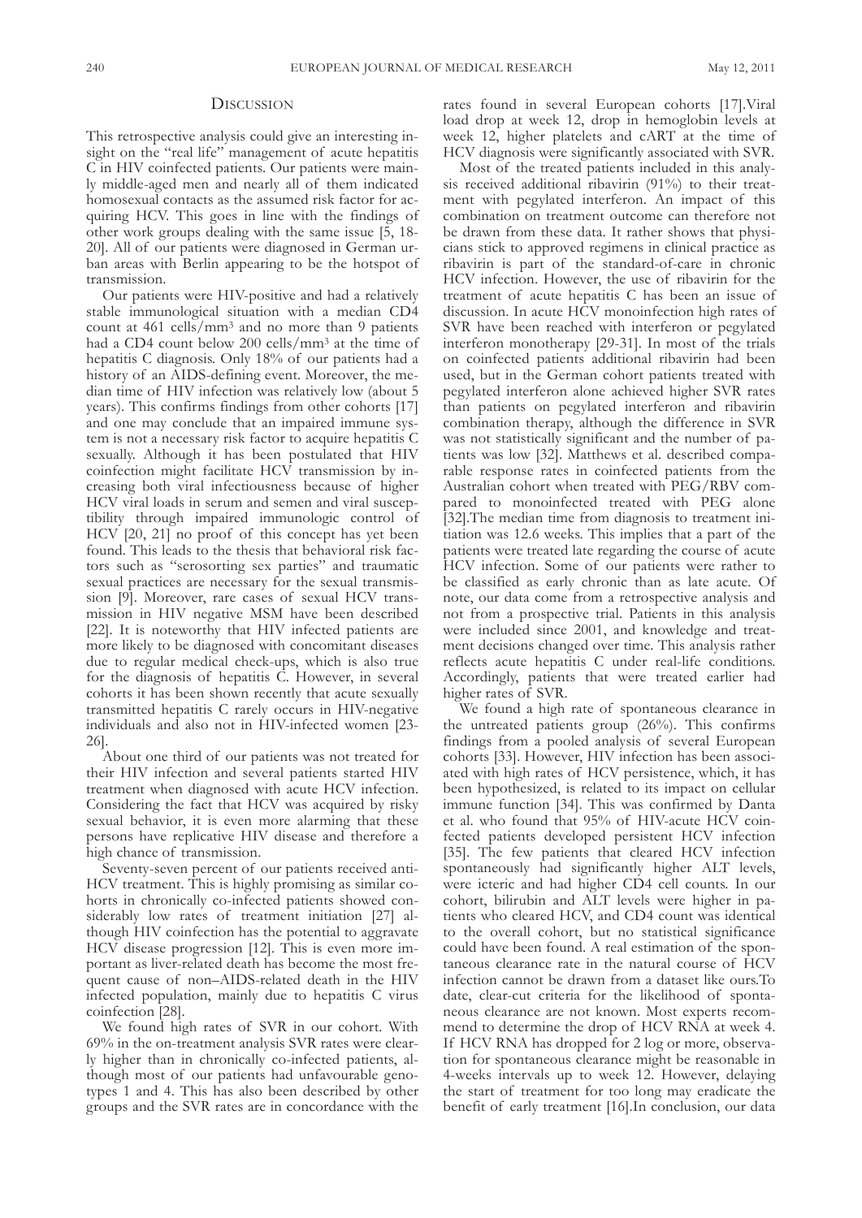## Discussion

This retrospective analysis could give an interesting insight on the "real life" management of acute hepatitis C in HIV coinfected patients. Our patients were mainly middle-aged men and nearly all of them indicated homosexual contacts as the assumed risk factor for acquiring HCV. This goes in line with the findings of other work groups dealing with the same issue [5, 18-20]. All of our patients were diagnosed in German urban areas with Berlin appearing to be the hotspot of transmission.

Our patients were HIV-positive and had a relatively stable immunological situation with a median CD4 count at 461 cells/mm³ and no more than 9 patients had a CD4 count below 200 cells/mm³ at the time of hepatitis C diagnosis. Only 18% of our patients had a history of an AIDS-defining event. Moreover, the median time of HIV infection was relatively low (about 5 years). This confirms findings from other cohorts [17] and one may conclude that an impaired immune system is not a necessary risk factor to acquire hepatitis C sexually. Although it has been postulated that HIV coinfection might facilitate HCV transmission by increasing both viral infectiousness because of higher HCV viral loads in serum and semen and viral susceptibility through impaired immunologic control of HCV [20, 21] no proof of this concept has yet been found. This leads to the thesis that behavioral risk factors such as "serosorting sex parties" and traumatic sexual practices are necessary for the sexual transmission [9]. Moreover, rare cases of sexual HCV transmission in HIV negative MSM have been described [22]. It is noteworthy that HIV infected patients are more likely to be diagnosed with concomitant diseases due to regular medical check-ups, which is also true for the diagnosis of hepatitis C. However, in several cohorts it has been shown recently that acute sexually transmitted hepatitis C rarely occurs in HIV-negative individuals and also not in HIV-infected women [23-26].

About one third of our patients was not treated for their HIV infection and several patients started HIV treatment when diagnosed with acute HCV infection. Considering the fact that HCV was acquired by risky sexual behavior, it is even more alarming that these persons have replicative HIV disease and therefore a high chance of transmission.

Seventy-seven percent of our patients received anti-HCV treatment. This is highly promising as similar cohorts in chronically co-infected patients showed considerably low rates of treatment initiation [27] although HIV coinfection has the potential to aggravate HCV disease progression [12]. This is even more important as liver-related death has become the most frequent cause of non–AIDS-related death in the HIV infected population, mainly due to hepatitis C virus coinfection [28].

We found high rates of SVR in our cohort. With 69% in the on-treatment analysis SVR rates were clearly higher than in chronically co-infected patients, although most of our patients had unfavourable genotypes 1 and 4. This has also been described by other groups and the SVR rates are in concordance with the rates found in several European cohorts [17].Viral load drop at week 12, drop in hemoglobin levels at week 12, higher platelets and cART at the time of HCV diagnosis were significantly associated with SVR.

Most of the treated patients included in this analysis received additional ribavirin (91%) to their treatment with pegylated interferon. An impact of this combination on treatment outcome can therefore not be drawn from these data. It rather shows that physicians stick to approved regimens in clinical practice as ribavirin is part of the standard-of-care in chronic HCV infection. However, the use of ribavirin for the treatment of acute hepatitis C has been an issue of discussion. In acute HCV monoinfection high rates of SVR have been reached with interferon or pegylated interferon monotherapy [29-31]. In most of the trials on coinfected patients additional ribavirin had been used, but in the German cohort patients treated with pegylated interferon alone achieved higher SVR rates than patients on pegylated interferon and ribavirin combination therapy, although the difference in SVR was not statistically significant and the number of patients was low [32]. Matthews et al. described comparable response rates in coinfected patients from the Australian cohort when treated with PEG/RBV compared to monoinfected treated with PEG alone [32].The median time from diagnosis to treatment initiation was 12.6 weeks. This implies that a part of the patients were treated late regarding the course of acute HCV infection. Some of our patients were rather to be classified as early chronic than as late acute. Of note, our data come from a retrospective analysis and not from a prospective trial. Patients in this analysis were included since 2001, and knowledge and treatment decisions changed over time. This analysis rather reflects acute hepatitis C under real-life conditions. Accordingly, patients that were treated earlier had higher rates of SVR.

We found a high rate of spontaneous clearance in the untreated patients group (26%). This confirms findings from a pooled analysis of several European cohorts [33]. However, HIV infection has been associated with high rates of HCV persistence, which, it has been hypothesized, is related to its impact on cellular immune function [34]. This was confirmed by Danta et al. who found that 95% of HIV-acute HCV coinfected patients developed persistent HCV infection [35]. The few patients that cleared HCV infection spontaneously had significantly higher ALT levels, were icteric and had higher CD4 cell counts. In our cohort, bilirubin and ALT levels were higher in patients who cleared HCV, and CD4 count was identical to the overall cohort, but no statistical significance could have been found. A real estimation of the spontaneous clearance rate in the natural course of HCV infection cannot be drawn from a dataset like ours.To date, clear-cut criteria for the likelihood of spontaneous clearance are not known. Most experts recommend to determine the drop of HCV RNA at week 4. If HCV RNA has dropped for 2 log or more, observation for spontaneous clearance might be reasonable in 4-weeks intervals up to week 12. However, delaying the start of treatment for too long may eradicate the benefit of early treatment [16].In conclusion, our data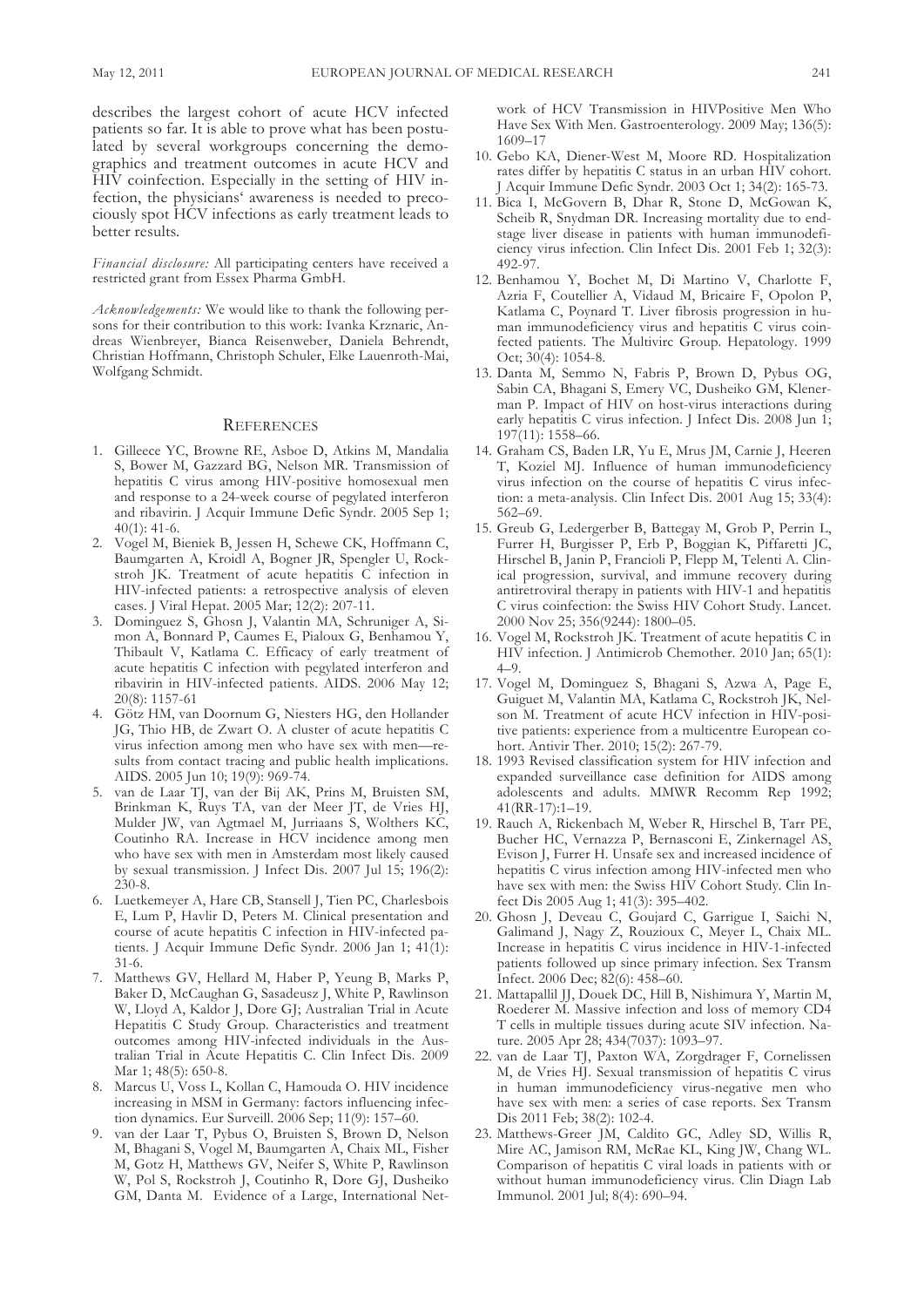describes the largest cohort of acute HCV infected patients so far. It is able to prove what has been postulated by several workgroups concerning the demographics and treatment outcomes in acute HCV and HIV coinfection. Especially in the setting of HIV infection, the physicians' awareness is needed to precociously spot HCV infections as early treatment leads to better results.

*Financial disclosure:* All participating centers have received a restricted grant from Essex Pharma GmbH.

*Acknowledgements:* We would like to thank the following persons for their contribution to this work: Ivanka Krznaric, Andreas Wienbreyer, Bianca Reisenweber, Daniela Behrendt, Christian Hoffmann, Christoph Schuler, Elke Lauenroth-Mai, Wolfgang Schmidt.

## References

1. Gilleece YC, Browne RE, Asboe D, Atkins M, Mandalia S, Bower M, Gazzard BG, Nelson MR. Transmission of hepatitis C virus among HIV-positive homosexual men and response to a 24-week course of pegylated interferon and ribavirin. J Acquir Immune Defic Syndr. 2005 Sep 1; 40(1): 41-6.
2. Vogel M, Bieniek B, Jessen H, Schewe CK, Hoffmann C, Baumgarten A, Kroidl A, Bogner JR, Spengler U, Rockstroh JK. Treatment of acute hepatitis C infection in HIV-infected patients: a retrospective analysis of eleven cases. J Viral Hepat. 2005 Mar; 12(2): 207-11.
3. Dominguez S, Ghosn J, Valantin MA, Schruniger A, Simon A, Bonnard P, Caumes E, Pialoux G, Benhamou Y, Thibault V, Katlama C. Efficacy of early treatment of acute hepatitis C infection with pegylated interferon and ribavirin in HIV-infected patients. AIDS. 2006 May 12; 20(8): 1157-61
4. Götz HM, van Doornum G, Niesters HG, den Hollander JG, Thio HB, de Zwart O. A cluster of acute hepatitis C virus infection among men who have sex with men—results from contact tracing and public health implications. AIDS. 2005 Jun 10; 19(9): 969-74.
5. van de Laar TJ, van der Bij AK, Prins M, Bruisten SM, Brinkman K, Ruys TA, van der Meer JT, de Vries HJ, Mulder JW, van Agtmael M, Jurriaans S, Wolthers KC, Coutinho RA. Increase in HCV incidence among men who have sex with men in Amsterdam most likely caused by sexual transmission. J Infect Dis. 2007 Jul 15; 196(2): 230-8.
6. Luetkemeyer A, Hare CB, Stansell J, Tien PC, Charlesbois E, Lum P, Havlir D, Peters M. Clinical presentation and course of acute hepatitis C infection in HIV-infected patients. J Acquir Immune Defic Syndr. 2006 Jan 1; 41(1): 31-6.
7. Matthews GV, Hellard M, Haber P, Yeung B, Marks P, Baker D, McCaughan G, Sasadeusz J, White P, Rawlinson W, Lloyd A, Kaldor J, Dore GJ; Australian Trial in Acute Hepatitis C Study Group. Characteristics and treatment outcomes among HIV-infected individuals in the Australian Trial in Acute Hepatitis C. Clin Infect Dis. 2009 Mar 1; 48(5): 650-8.
8. Marcus U, Voss L, Kollan C, Hamouda O. HIV incidence increasing in MSM in Germany: factors influencing infection dynamics. Eur Surveill. 2006 Sep; 11(9): 157–60.
9. van der Laar T, Pybus O, Bruisten S, Brown D, Nelson M, Bhagani S, Vogel M, Baumgarten A, Chaix ML, Fisher M, Gotz H, Matthews GV, Neifer S, White P, Rawlinson W, Pol S, Rockstroh J, Coutinho R, Dore GJ, Dusheiko GM, Danta M. Evidence of a Large, International Network of HCV Transmission in HIVPositive Men Who Have Sex With Men. Gastroenterology. 2009 May; 136(5): 1609–17
10. Gebo KA, Diener-West M, Moore RD. Hospitalization rates differ by hepatitis C status in an urban HIV cohort. J Acquir Immune Defic Syndr. 2003 Oct 1; 34(2): 165-73.
11. Bica I, McGovern B, Dhar R, Stone D, McGowan K, Scheib R, Snydman DR. Increasing mortality due to end-stage liver disease in patients with human immunodeficiency virus infection. Clin Infect Dis. 2001 Feb 1; 32(3): 492-97.
12. Benhamou Y, Bochet M, Di Martino V, Charlotte F, Azria F, Coutellier A, Vidaud M, Bricaire F, Opolon P, Katlama C, Poynard T. Liver fibrosis progression in human immunodeficiency virus and hepatitis C virus coinfected patients. The Multivirc Group. Hepatology. 1999 Oct; 30(4): 1054-8.
13. Danta M, Semmo N, Fabris P, Brown D, Pybus OG, Sabin CA, Bhagani S, Emery VC, Dusheiko GM, Klenerman P. Impact of HIV on host-virus interactions during early hepatitis C virus infection. J Infect Dis. 2008 Jun 1; 197(11): 1558–66.
14. Graham CS, Baden LR, Yu E, Mrus JM, Carnie J, Heeren T, Koziel MJ. Influence of human immunodeficiency virus infection on the course of hepatitis C virus infection: a meta-analysis. Clin Infect Dis. 2001 Aug 15; 33(4): 562–69.
15. Greub G, Ledergerber B, Battegay M, Grob P, Perrin L, Furrer H, Burgisser P, Erb P, Boggian K, Piffaretti JC, Hirschel B, Janin P, Francioli P, Flepp M, Telenti A. Clinical progression, survival, and immune recovery during antiretroviral therapy in patients with HIV-1 and hepatitis C virus coinfection: the Swiss HIV Cohort Study. Lancet. 2000 Nov 25; 356(9244): 1800–05.
16. Vogel M, Rockstroh JK. Treatment of acute hepatitis C in HIV infection. J Antimicrob Chemother. 2010 Jan; 65(1): 4–9.
17. Vogel M, Dominguez S, Bhagani S, Azwa A, Page E, Guiguet M, Valantin MA, Katlama C, Rockstroh JK, Nelson M. Treatment of acute HCV infection in HIV-positive patients: experience from a multicentre European cohort. Antivir Ther. 2010; 15(2): 267-79.
18. 1993 Revised classification system for HIV infection and expanded surveillance case definition for AIDS among adolescents and adults. MMWR Recomm Rep 1992; 41(RR-17):1–19.
19. Rauch A, Rickenbach M, Weber R, Hirschel B, Tarr PE, Bucher HC, Vernazza P, Bernasconi E, Zinkernagel AS, Evison J, Furrer H. Unsafe sex and increased incidence of hepatitis C virus infection among HIV-infected men who have sex with men: the Swiss HIV Cohort Study. Clin Infect Dis 2005 Aug 1; 41(3): 395–402.
20. Ghosn J, Deveau C, Goujard C, Garrigue I, Saichi N, Galimand J, Nagy Z, Rouzioux C, Meyer L, Chaix ML. Increase in hepatitis C virus incidence in HIV-1-infected patients followed up since primary infection. Sex Transm Infect. 2006 Dec; 82(6): 458–60.
21. Mattapallil JJ, Douek DC, Hill B, Nishimura Y, Martin M, Roederer M. Massive infection and loss of memory CD4 T cells in multiple tissues during acute SIV infection. Nature. 2005 Apr 28; 434(7037): 1093–97.
22. van de Laar TJ, Paxton WA, Zorgdrager F, Cornelissen M, de Vries HJ. Sexual transmission of hepatitis C virus in human immunodeficiency virus-negative men who have sex with men: a series of case reports. Sex Transm Dis 2011 Feb; 38(2): 102-4.
23. Matthews-Greer JM, Caldito GC, Adley SD, Willis R, Mire AC, Jamison RM, McRae KL, King JW, Chang WL. Comparison of hepatitis C viral loads in patients with or without human immunodeficiency virus. Clin Diagn Lab Immunol. 2001 Jul; 8(4): 690–94.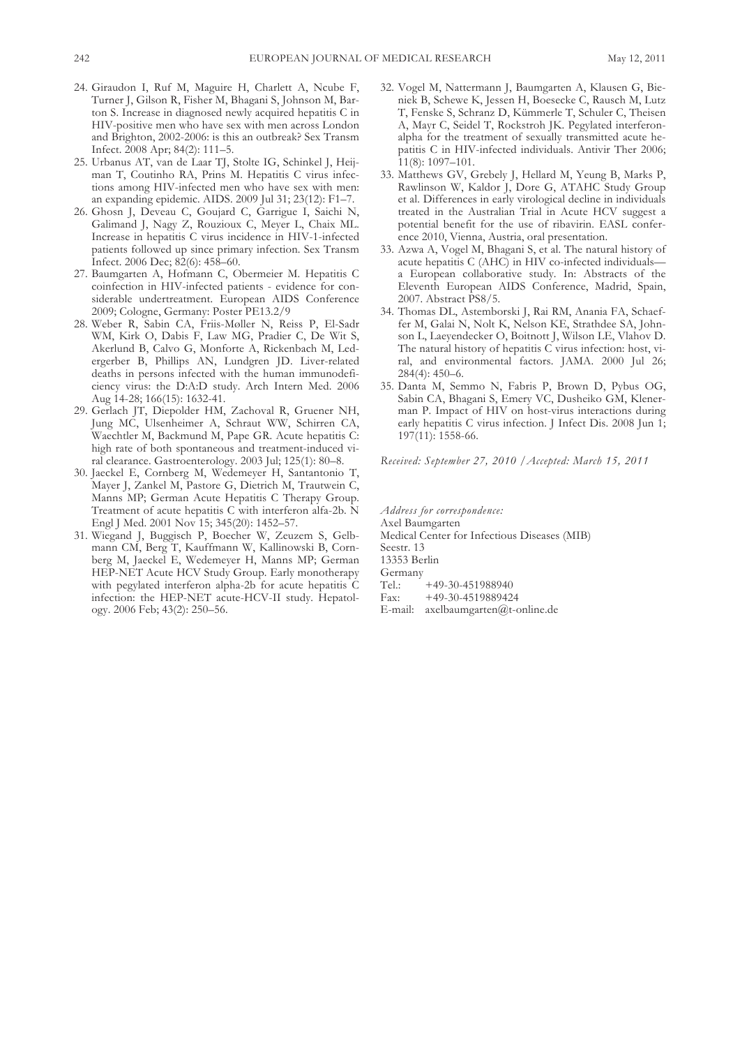24. Giraudon I, Ruf M, Maguire H, Charlett A, Ncube F, Turner J, Gilson R, Fisher M, Bhagani S, Johnson M, Barton S. Increase in diagnosed newly acquired hepatitis C in HIV-positive men who have sex with men across London and Brighton, 2002-2006: is this an outbreak? Sex Transm Infect. 2008 Apr; 84(2): 111–5.
25. Urbanus AT, van de Laar TJ, Stolte IG, Schinkel J, Heijman T, Coutinho RA, Prins M. Hepatitis C virus infections among HIV-infected men who have sex with men: an expanding epidemic. AIDS. 2009 Jul 31; 23(12): F1–7.
26. Ghosn J, Deveau C, Goujard C, Garrigue I, Saichi N, Galimand J, Nagy Z, Rouzioux C, Meyer L, Chaix ML. Increase in hepatitis C virus incidence in HIV-1-infected patients followed up since primary infection. Sex Transm Infect. 2006 Dec; 82(6): 458–60.
27. Baumgarten A, Hofmann C, Obermeier M. Hepatitis C coinfection in HIV-infected patients - evidence for considerable undertreatment. European AIDS Conference 2009; Cologne, Germany: Poster PE13.2/9
28. Weber R, Sabin CA, Friis-Møller N, Reiss P, El-Sadr WM, Kirk O, Dabis F, Law MG, Pradier C, De Wit S, Akerlund B, Calvo G, Monforte A, Rickenbach M, Ledergerber B, Phillips AN, Lundgren JD. Liver-related deaths in persons infected with the human immunodeficiency virus: the D:A:D study. Arch Intern Med. 2006 Aug 14-28; 166(15): 1632-41.
29. Gerlach JT, Diepolder HM, Zachoval R, Gruener NH, Jung MC, Ulsenheimer A, Schraut WW, Schirren CA, Waechtler M, Backmund M, Pape GR. Acute hepatitis C: high rate of both spontaneous and treatment-induced viral clearance. Gastroenterology. 2003 Jul; 125(1): 80–8.
30. Jaeckel E, Cornberg M, Wedemeyer H, Santantonio T, Mayer J, Zankel M, Pastore G, Dietrich M, Trautwein C, Manns MP; German Acute Hepatitis C Therapy Group. Treatment of acute hepatitis C with interferon alfa-2b. N Engl J Med. 2001 Nov 15; 345(20): 1452–57.
31. Wiegand J, Buggisch P, Boecher W, Zeuzem S, Gelbmann CM, Berg T, Kauffmann W, Kallinowski B, Cornberg M, Jaeckel E, Wedemeyer H, Manns MP; German HEP-NET Acute HCV Study Group. Early monotherapy with pegylated interferon alpha-2b for acute hepatitis C infection: the HEP-NET acute-HCV-II study. Hepatology. 2006 Feb; 43(2): 250–56.
32. Vogel M, Nattermann J, Baumgarten A, Klausen G, Bieniek B, Schewe K, Jessen H, Boesecke C, Rausch M, Lutz T, Fenske S, Schranz D, Kümmerle T, Schuler C, Theisen A, Mayr C, Seidel T, Rockstroh JK. Pegylated interferon-alpha for the treatment of sexually transmitted acute hepatitis C in HIV-infected individuals. Antivir Ther 2006; 11(8): 1097–101.
33. Matthews GV, Grebely J, Hellard M, Yeung B, Marks P, Rawlinson W, Kaldor J, Dore G, ATAHC Study Group et al. Differences in early virological decline in individuals treated in the Australian Trial in Acute HCV suggest a potential benefit for the use of ribavirin. EASL conference 2010, Vienna, Austria, oral presentation.
33. Azwa A, Vogel M, Bhagani S, et al. The natural history of acute hepatitis C (AHC) in HIV co-infected individuals—a European collaborative study. In: Abstracts of the Eleventh European AIDS Conference, Madrid, Spain, 2007. Abstract PS8/5.
34. Thomas DL, Astemborski J, Rai RM, Anania FA, Schaeffer M, Galai N, Nolt K, Nelson KE, Strathdee SA, Johnson L, Laeyendecker O, Boitnott J, Wilson LE, Vlahov D. The natural history of hepatitis C virus infection: host, viral, and environmental factors. JAMA. 2000 Jul 26; 284(4): 450–6.
35. Danta M, Semmo N, Fabris P, Brown D, Pybus OG, Sabin CA, Bhagani S, Emery VC, Dusheiko GM, Klenerman P. Impact of HIV on host-virus interactions during early hepatitis C virus infection. J Infect Dis. 2008 Jun 1; 197(11): 1558-66.

*Received: September 27, 2010 / Accepted: March 15, 2011*

*Address for correspondence:*
Axel Baumgarten
Medical Center for Infectious Diseases (MIB)
Seestr. 13
13353 Berlin
Germany
Tel.: +49-30-451988940
Fax: +49-30-4519889424
E-mail: axelbaumgarten@t-online.de